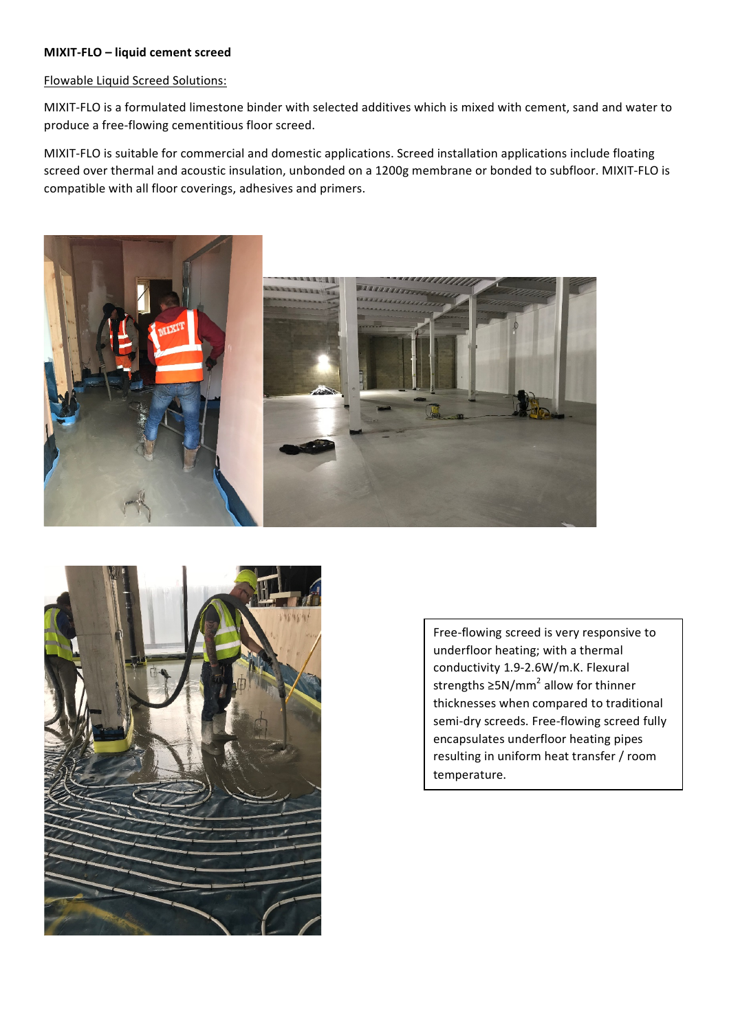**MIXIT-FLO – liquid cement screed**

Flowable Liquid Screed Solutions:

MIXIT-FLO is a formulated limestone binder with selected additives which is mixed with cement, sand and water to produce a free-flowing cementitious floor screed.

MIXIT-FLO is suitable for commercial and domestic applications. Screed installation applications include floating screed over thermal and acoustic insulation, unbonded on a 1200g membrane or bonded to subfloor. MIXIT-FLO is compatible with all floor coverings, adhesives and primers.

Free-flowing screed is very responsive to underfloor heating; with a thermal conductivity 1.9-2.6W/m.K. Flexural strengths ≥5N/mm$^2$ allow for thinner thicknesses when compared to traditional semi-dry screeds. Free-flowing screed fully encapsulates underfloor heating pipes resulting in uniform heat transfer / room temperature.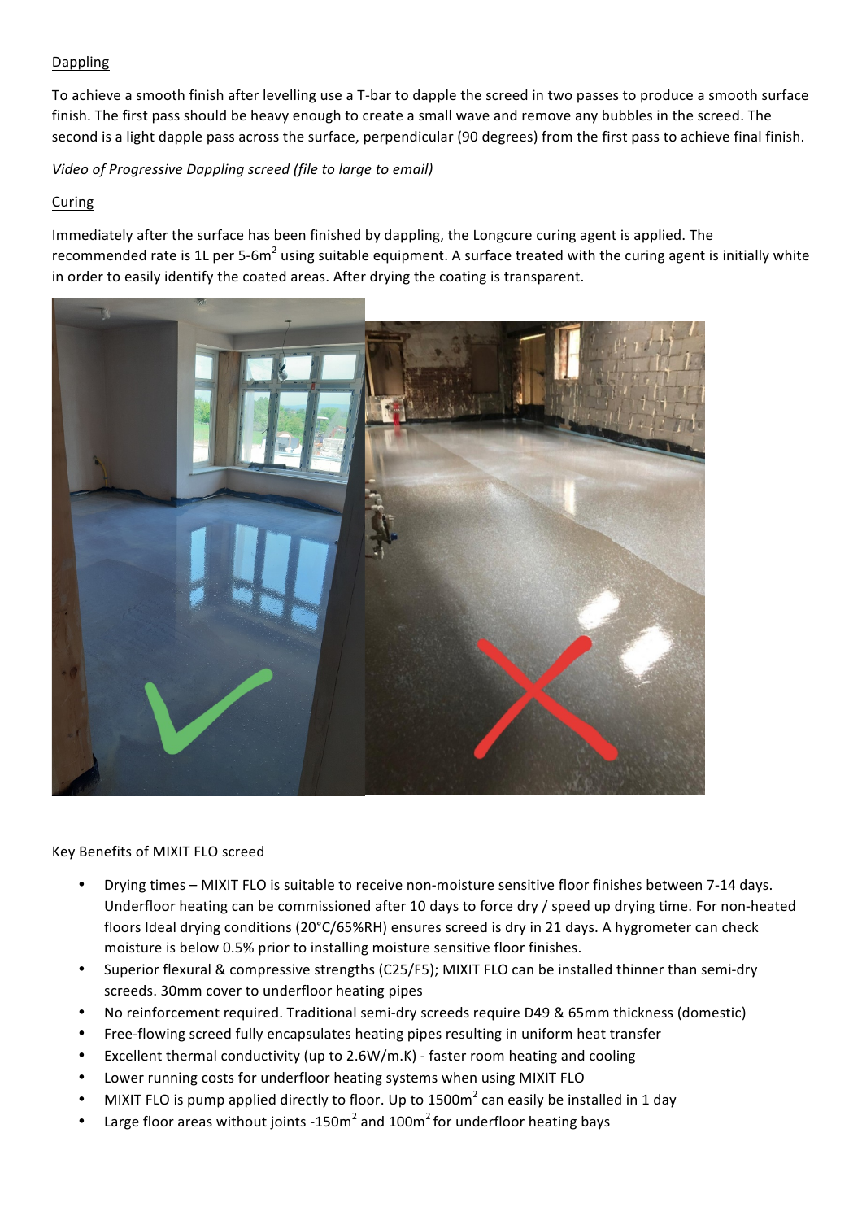Dappling

To achieve a smooth finish after levelling use a T-bar to dapple the screed in two passes to produce a smooth surface finish. The first pass should be heavy enough to create a small wave and remove any bubbles in the screed. The second is a light dapple pass across the surface, perpendicular (90 degrees) from the first pass to achieve final finish.

*Video of Progressive Dappling screed (file to large to email)*

Curing

Immediately after the surface has been finished by dappling, the Longcure curing agent is applied. The recommended rate is 1L per 5-6m$^2$ using suitable equipment. A surface treated with the curing agent is initially white in order to easily identify the coated areas. After drying the coating is transparent.

Key Benefits of MIXIT FLO screed

- Drying times – MIXIT FLO is suitable to receive non-moisture sensitive floor finishes between 7-14 days. Underfloor heating can be commissioned after 10 days to force dry / speed up drying time. For non-heated floors Ideal drying conditions (20°C/65%RH) ensures screed is dry in 21 days. A hygrometer can check moisture is below 0.5% prior to installing moisture sensitive floor finishes.
- Superior flexural & compressive strengths (C25/F5); MIXIT FLO can be installed thinner than semi-dry screeds. 30mm cover to underfloor heating pipes
- No reinforcement required. Traditional semi-dry screeds require D49 & 65mm thickness (domestic)
- Free-flowing screed fully encapsulates heating pipes resulting in uniform heat transfer
- Excellent thermal conductivity (up to 2.6W/m.K) - faster room heating and cooling
- Lower running costs for underfloor heating systems when using MIXIT FLO
- MIXIT FLO is pump applied directly to floor. Up to 1500m$^2$ can easily be installed in 1 day
- Large floor areas without joints -150m$^2$ and 100m$^2$ for underfloor heating bays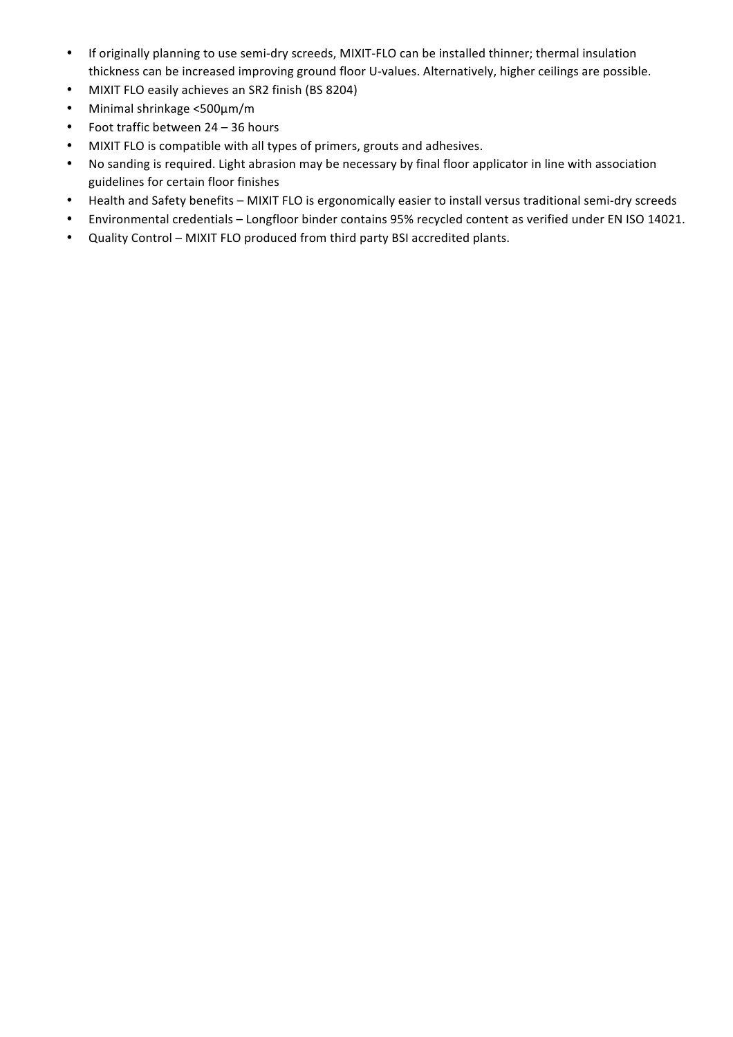- If originally planning to use semi-dry screeds, MIXIT-FLO can be installed thinner; thermal insulation thickness can be increased improving ground floor U-values. Alternatively, higher ceilings are possible.
- MIXIT FLO easily achieves an SR2 finish (BS 8204)
- Minimal shrinkage <500µm/m
- Foot traffic between 24 – 36 hours
- MIXIT FLO is compatible with all types of primers, grouts and adhesives.
- No sanding is required. Light abrasion may be necessary by final floor applicator in line with association guidelines for certain floor finishes
- Health and Safety benefits – MIXIT FLO is ergonomically easier to install versus traditional semi-dry screeds
- Environmental credentials – Longfloor binder contains 95% recycled content as verified under EN ISO 14021.
- Quality Control – MIXIT FLO produced from third party BSI accredited plants.